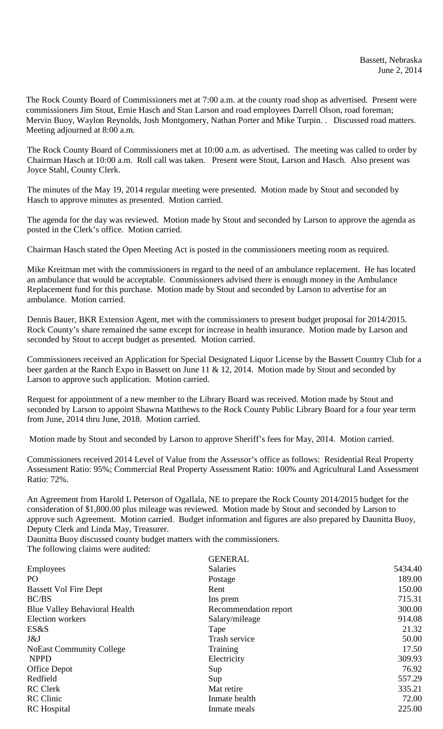Bassett, Nebraska
June 2, 2014

The Rock County Board of Commissioners met at 7:00 a.m. at the county road shop as advertised. Present were commissioners Jim Stout, Ernie Hasch and Stan Larson and road employees Darrell Olson, road foreman; Mervin Buoy, Waylon Reynolds, Josh Montgomery, Nathan Porter and Mike Turpin. . Discussed road matters. Meeting adjourned at 8:00 a.m.

The Rock County Board of Commissioners met at 10:00 a.m. as advertised. The meeting was called to order by Chairman Hasch at 10:00 a.m. Roll call was taken. Present were Stout, Larson and Hasch. Also present was Joyce Stahl, County Clerk.

The minutes of the May 19, 2014 regular meeting were presented. Motion made by Stout and seconded by Hasch to approve minutes as presented. Motion carried.

The agenda for the day was reviewed. Motion made by Stout and seconded by Larson to approve the agenda as posted in the Clerk's office. Motion carried.

Chairman Hasch stated the Open Meeting Act is posted in the commissioners meeting room as required.

Mike Kreitman met with the commissioners in regard to the need of an ambulance replacement. He has located an ambulance that would be acceptable. Commissioners advised there is enough money in the Ambulance Replacement fund for this purchase. Motion made by Stout and seconded by Larson to advertise for an ambulance. Motion carried.

Dennis Bauer, BKR Extension Agent, met with the commissioners to present budget proposal for 2014/2015. Rock County's share remained the same except for increase in health insurance. Motion made by Larson and seconded by Stout to accept budget as presented. Motion carried.

Commissioners received an Application for Special Designated Liquor License by the Bassett Country Club for a beer garden at the Ranch Expo in Bassett on June 11 & 12, 2014. Motion made by Stout and seconded by Larson to approve such application. Motion carried.

Request for appointment of a new member to the Library Board was received. Motion made by Stout and seconded by Larson to appoint Shawna Matthews to the Rock County Public Library Board for a four year term from June, 2014 thru June, 2018. Motion carried.

Motion made by Stout and seconded by Larson to approve Sheriff's fees for May, 2014. Motion carried.

Commissioners received 2014 Level of Value from the Assessor's office as follows: Residential Real Property Assessment Ratio: 95%; Commercial Real Property Assessment Ratio: 100% and Agricultural Land Assessment Ratio: 72%.

An Agreement from Harold L Peterson of Ogallala, NE to prepare the Rock County 2014/2015 budget for the consideration of $1,800.00 plus mileage was reviewed. Motion made by Stout and seconded by Larson to approve such Agreement. Motion carried. Budget information and figures are also prepared by Daunitta Buoy, Deputy Clerk and Linda May, Treasurer.

Daunitta Buoy discussed county budget matters with the commissioners.

The following claims were audited:

| | GENERAL | |
|---|---|---|
| Employees | Salaries | 5434.40 |
| PO | Postage | 189.00 |
| Bassett Vol Fire Dept | Rent | 150.00 |
| BC/BS | Ins prem | 715.31 |
| Blue Valley Behavioral Health | Recommendation report | 300.00 |
| Election workers | Salary/mileage | 914.08 |
| ES&S | Tape | 21.32 |
| J&J | Trash service | 50.00 |
| NoEast Community College | Training | 17.50 |
| NPPD | Electricity | 309.93 |
| Office Depot | Sup | 76.92 |
| Redfield | Sup | 557.29 |
| RC Clerk | Mat retire | 335.21 |
| RC Clinic | Inmate health | 72.00 |
| RC Hospital | Inmate meals | 225.00 |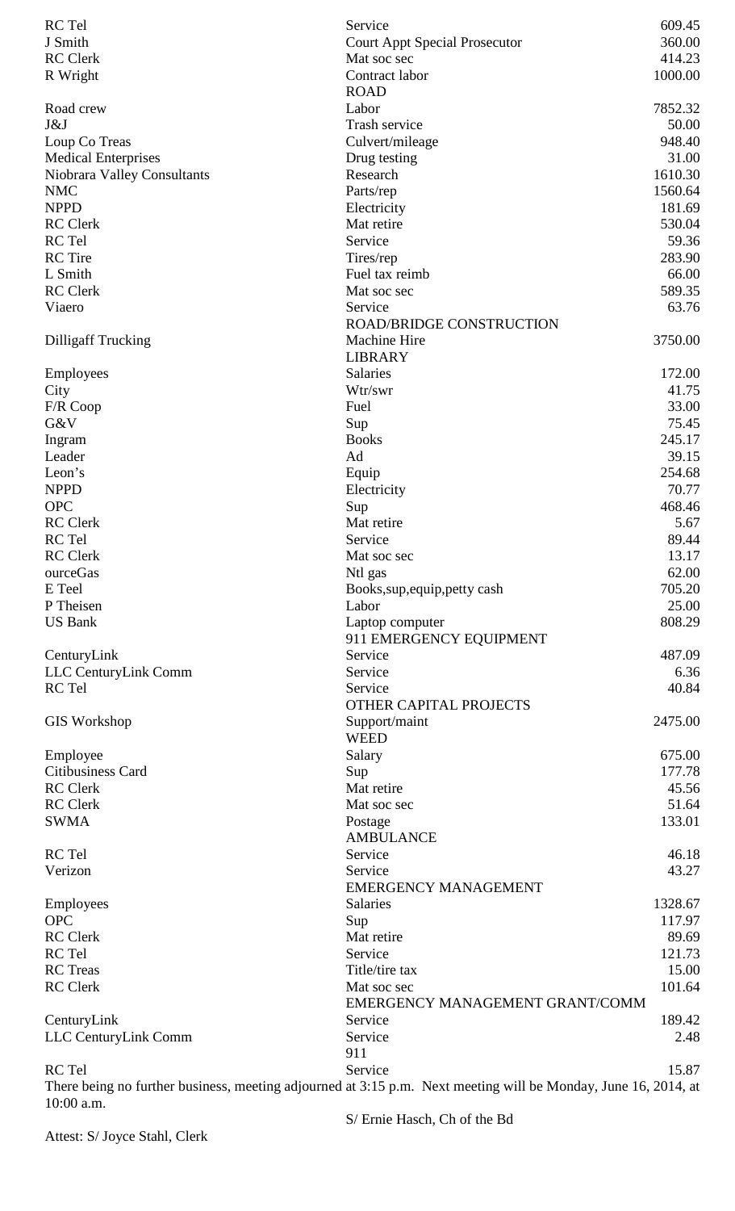| | | |
|---|---|---|
| RC Tel | Service | 609.45 |
| J Smith | Court Appt Special Prosecutor | 360.00 |
| RC Clerk | Mat soc sec | 414.23 |
| R Wright | Contract labor | 1000.00 |
| | ROAD | |
| Road crew | Labor | 7852.32 |
| J&J | Trash service | 50.00 |
| Loup Co Treas | Culvert/mileage | 948.40 |
| Medical Enterprises | Drug testing | 31.00 |
| Niobrara Valley Consultants | Research | 1610.30 |
| NMC | Parts/rep | 1560.64 |
| NPPD | Electricity | 181.69 |
| RC Clerk | Mat retire | 530.04 |
| RC Tel | Service | 59.36 |
| RC Tire | Tires/rep | 283.90 |
| L Smith | Fuel tax reimb | 66.00 |
| RC Clerk | Mat soc sec | 589.35 |
| Viaero | Service | 63.76 |
| | ROAD/BRIDGE CONSTRUCTION | |
| Dilligaff Trucking | Machine Hire | 3750.00 |
| | LIBRARY | |
| Employees | Salaries | 172.00 |
| City | Wtr/swr | 41.75 |
| F/R Coop | Fuel | 33.00 |
| G&V | Sup | 75.45 |
| Ingram | Books | 245.17 |
| Leader | Ad | 39.15 |
| Leon's | Equip | 254.68 |
| NPPD | Electricity | 70.77 |
| OPC | Sup | 468.46 |
| RC Clerk | Mat retire | 5.67 |
| RC Tel | Service | 89.44 |
| RC Clerk | Mat soc sec | 13.17 |
| ourceGas | Ntl gas | 62.00 |
| E Teel | Books,sup,equip,petty cash | 705.20 |
| P Theisen | Labor | 25.00 |
| US Bank | Laptop computer | 808.29 |
| | 911 EMERGENCY EQUIPMENT | |
| CenturyLink | Service | 487.09 |
| LLC CenturyLink Comm | Service | 6.36 |
| RC Tel | Service | 40.84 |
| | OTHER CAPITAL PROJECTS | |
| GIS Workshop | Support/maint | 2475.00 |
| | WEED | |
| Employee | Salary | 675.00 |
| Citibusiness Card | Sup | 177.78 |
| RC Clerk | Mat retire | 45.56 |
| RC Clerk | Mat soc sec | 51.64 |
| SWMA | Postage | 133.01 |
| | AMBULANCE | |
| RC Tel | Service | 46.18 |
| Verizon | Service | 43.27 |
| | EMERGENCY MANAGEMENT | |
| Employees | Salaries | 1328.67 |
| OPC | Sup | 117.97 |
| RC Clerk | Mat retire | 89.69 |
| RC Tel | Service | 121.73 |
| RC Treas | Title/tire tax | 15.00 |
| RC Clerk | Mat soc sec | 101.64 |
| | EMERGENCY MANAGEMENT GRANT/COMM | |
| CenturyLink | Service | 189.42 |
| LLC CenturyLink Comm | Service | 2.48 |
| | 911 | |
| RC Tel | Service | 15.87 |

There being no further business, meeting adjourned at 3:15 p.m. Next meeting will be Monday, June 16, 2014, at 10:00 a.m.

S/ Ernie Hasch, Ch of the Bd

Attest: S/ Joyce Stahl, Clerk